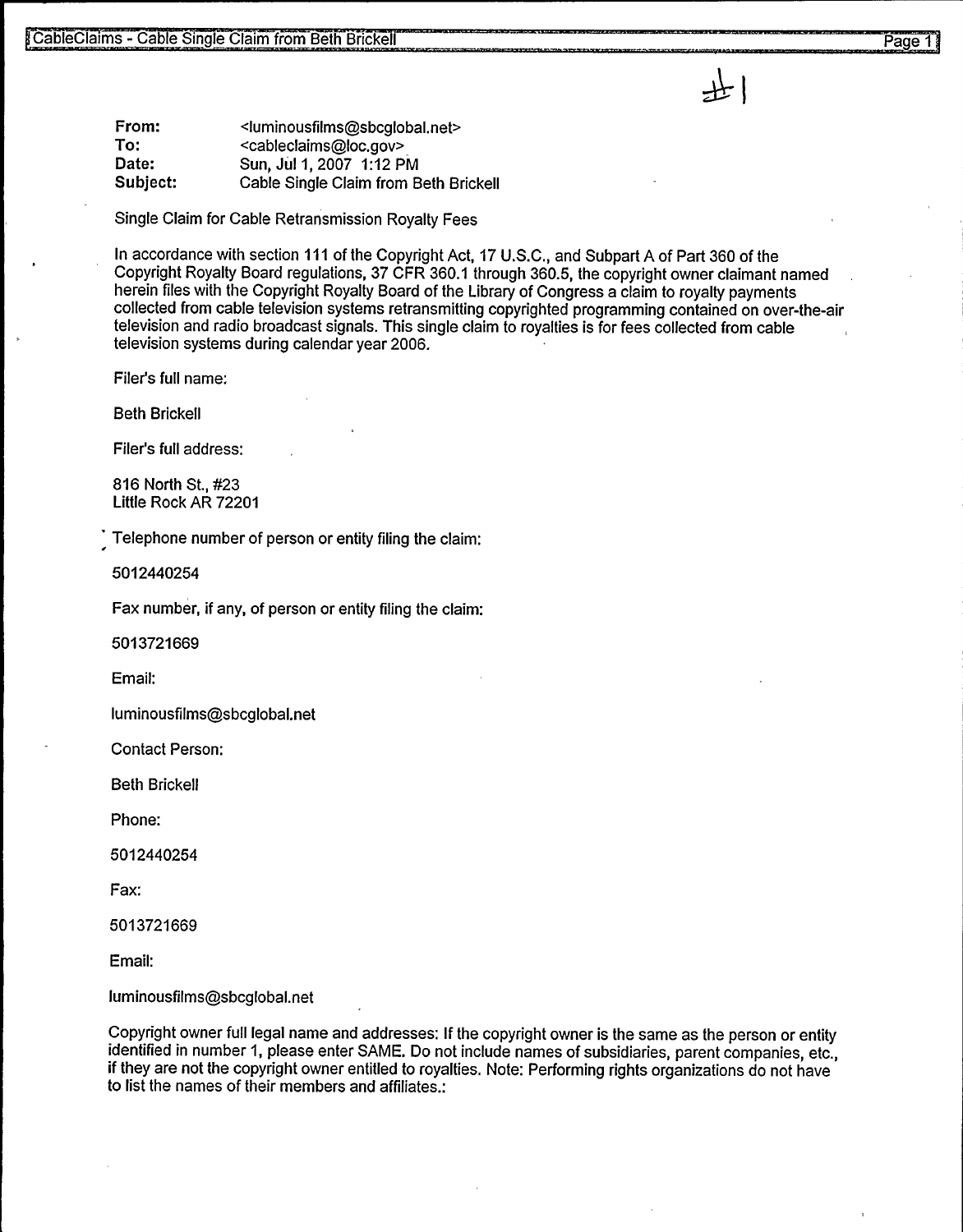#1

| | |
|---|---|
| **From:** | <luminousfilms@sbcglobal.net> |
| **To:** | <cableclaims@loc.gov> |
| **Date:** | Sun, Jul 1, 2007 1:12 PM |
| **Subject:** | Cable Single Claim from Beth Brickell |

Single Claim for Cable Retransmission Royalty Fees

In accordance with section 111 of the Copyright Act, 17 U.S.C., and Subpart A of Part 360 of the Copyright Royalty Board regulations, 37 CFR 360.1 through 360.5, the copyright owner claimant named herein files with the Copyright Royalty Board of the Library of Congress a claim to royalty payments collected from cable television systems retransmitting copyrighted programming contained on over-the-air television and radio broadcast signals. This single claim to royalties is for fees collected from cable television systems during calendar year 2006.

Filer's full name:

Beth Brickell

Filer's full address:

816 North St., #23
Little Rock AR 72201

Telephone number of person or entity filing the claim:

5012440254

Fax number, if any, of person or entity filing the claim:

5013721669

Email:

luminousfilms@sbcglobal.net

Contact Person:

Beth Brickell

Phone:

5012440254

Fax:

5013721669

Email:

luminousfilms@sbcglobal.net

Copyright owner full legal name and addresses: If the copyright owner is the same as the person or entity identified in number 1, please enter SAME. Do not include names of subsidiaries, parent companies, etc., if they are not the copyright owner entitled to royalties. Note: Performing rights organizations do not have to list the names of their members and affiliates.: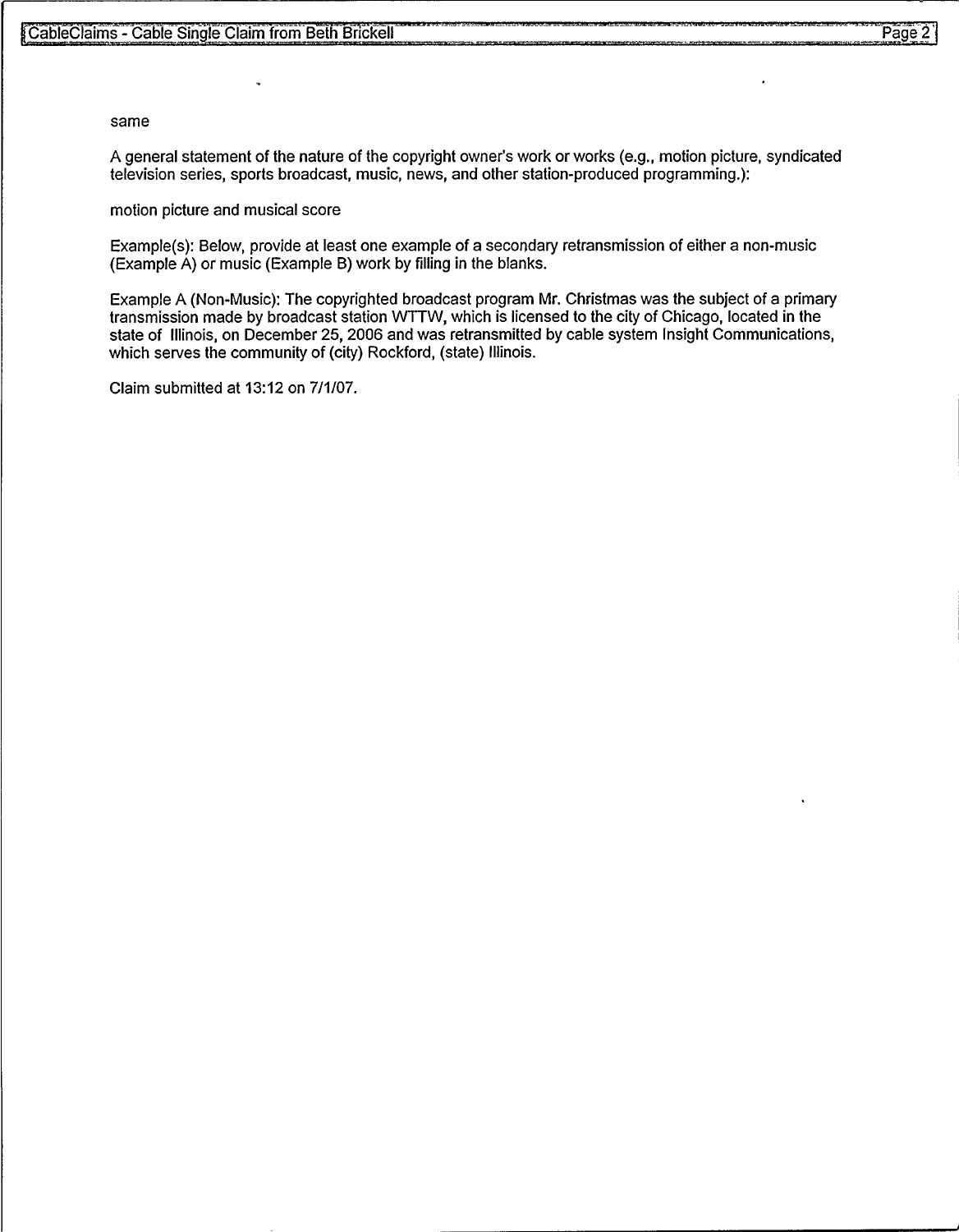same

A general statement of the nature of the copyright owner's work or works (e.g., motion picture, syndicated television series, sports broadcast, music, news, and other station-produced programming.):

motion picture and musical score

Example(s): Below, provide at least one example of a secondary retransmission of either a non-music (Example A) or music (Example B) work by filling in the blanks.

Example A (Non-Music): The copyrighted broadcast program Mr. Christmas was the subject of a primary transmission made by broadcast station WTTW, which is licensed to the city of Chicago, located in the state of Illinois, on December 25, 2006 and was retransmitted by cable system Insight Communications, which serves the community of (city) Rockford, (state) Illinois.

Claim submitted at 13:12 on 7/1/07.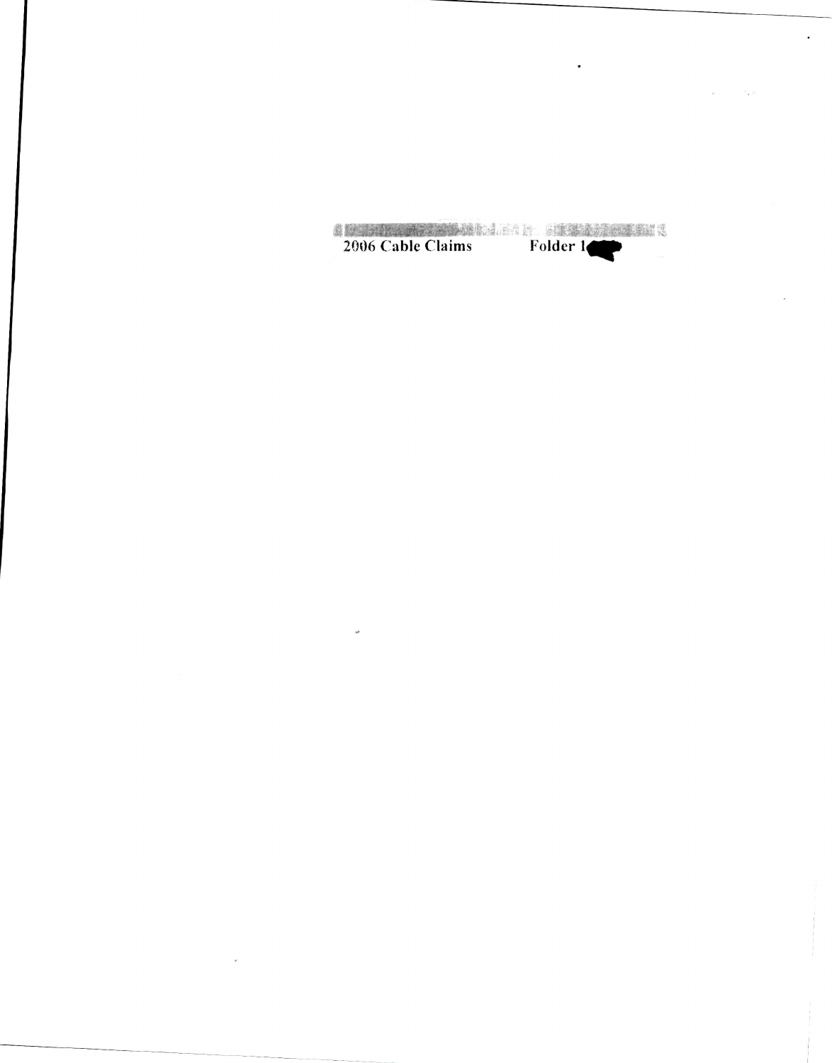2006 Cable Claims Folder 1